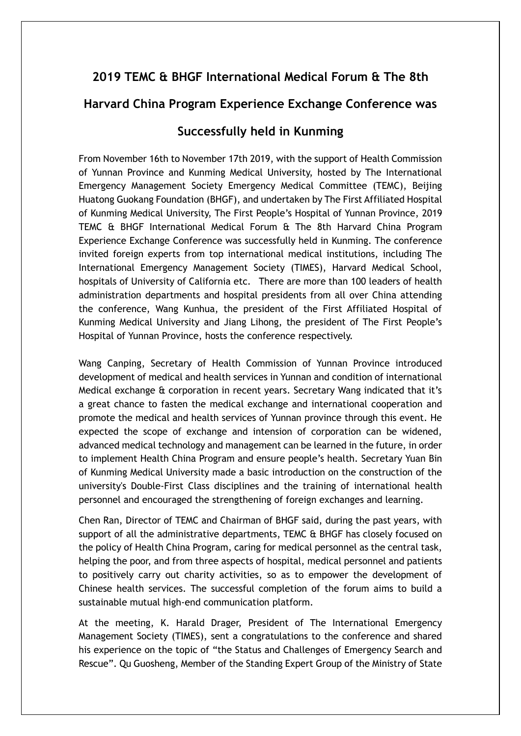# 2019 TEMC & BHGF International Medical Forum & The 8th Harvard China Program Experience Exchange Conference was Successfully held in Kunming

From November 16th to November 17th 2019, with the support of Health Commission of Yunnan Province and Kunming Medical University, hosted by The International Emergency Management Society Emergency Medical Committee (TEMC), Beijing Huatong Guokang Foundation (BHGF), and undertaken by The First Affiliated Hospital of Kunming Medical University, The First People's Hospital of Yunnan Province, 2019 TEMC & BHGF International Medical Forum & The 8th Harvard China Program Experience Exchange Conference was successfully held in Kunming. The conference invited foreign experts from top international medical institutions, including The International Emergency Management Society (TIMES), Harvard Medical School, hospitals of University of California etc. There are more than 100 leaders of health administration departments and hospital presidents from all over China attending the conference, Wang Kunhua, the president of the First Affiliated Hospital of Kunming Medical University and Jiang Lihong, the president of The First People's Hospital of Yunnan Province, hosts the conference respectively.

Wang Canping, Secretary of Health Commission of Yunnan Province introduced development of medical and health services in Yunnan and condition of international Medical exchange & corporation in recent years. Secretary Wang indicated that it's a great chance to fasten the medical exchange and international cooperation and promote the medical and health services of Yunnan province through this event. He expected the scope of exchange and intension of corporation can be widened, advanced medical technology and management can be learned in the future, in order to implement Health China Program and ensure people's health. Secretary Yuan Bin of Kunming Medical University made a basic introduction on the construction of the university's Double-First Class disciplines and the training of international health personnel and encouraged the strengthening of foreign exchanges and learning.

Chen Ran, Director of TEMC and Chairman of BHGF said, during the past years, with support of all the administrative departments, TEMC & BHGF has closely focused on the policy of Health China Program, caring for medical personnel as the central task, helping the poor, and from three aspects of hospital, medical personnel and patients to positively carry out charity activities, so as to empower the development of Chinese health services. The successful completion of the forum aims to build a sustainable mutual high-end communication platform.

At the meeting, K. Harald Drager, President of The International Emergency Management Society (TIMES), sent a congratulations to the conference and shared his experience on the topic of "the Status and Challenges of Emergency Search and Rescue". Qu Guosheng, Member of the Standing Expert Group of the Ministry of State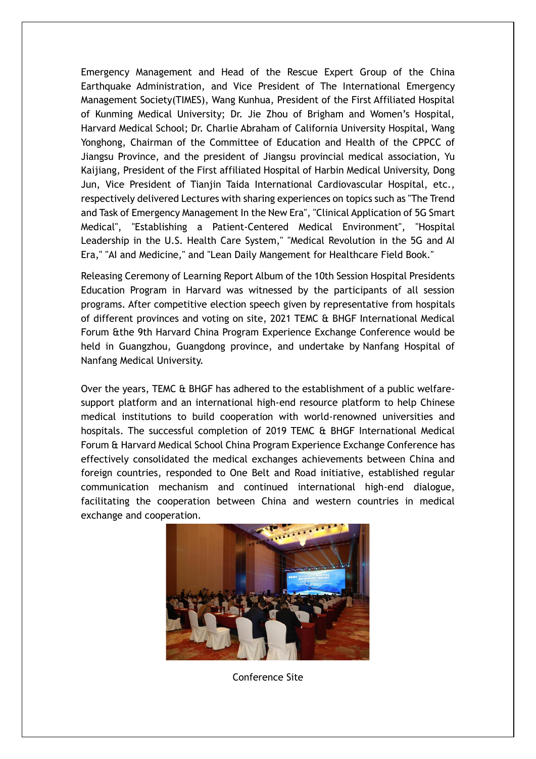Emergency Management and Head of the Rescue Expert Group of the China Earthquake Administration, and Vice President of The International Emergency Management Society(TIMES), Wang Kunhua, President of the First Affiliated Hospital of Kunming Medical University; Dr. Jie Zhou of Brigham and Women's Hospital, Harvard Medical School; Dr. Charlie Abraham of California University Hospital, Wang Yonghong, Chairman of the Committee of Education and Health of the CPPCC of Jiangsu Province, and the president of Jiangsu provincial medical association, Yu Kaijiang, President of the First affiliated Hospital of Harbin Medical University, Dong Jun, Vice President of Tianjin Taida International Cardiovascular Hospital, etc., respectively delivered Lectures with sharing experiences on topics such as "The Trend and Task of Emergency Management In the New Era", "Clinical Application of 5G Smart Medical", "Establishing a Patient-Centered Medical Environment", "Hospital Leadership in the U.S. Health Care System," "Medical Revolution in the 5G and AI Era," "AI and Medicine," and "Lean Daily Mangement for Healthcare Field Book."

Releasing Ceremony of Learning Report Album of the 10th Session Hospital Presidents Education Program in Harvard was witnessed by the participants of all session programs. After competitive election speech given by representative from hospitals of different provinces and voting on site, 2021 TEMC & BHGF International Medical Forum &the 9th Harvard China Program Experience Exchange Conference would be held in Guangzhou, Guangdong province, and undertake by Nanfang Hospital of Nanfang Medical University.

Over the years, TEMC & BHGF has adhered to the establishment of a public welfare-support platform and an international high-end resource platform to help Chinese medical institutions to build cooperation with world-renowned universities and hospitals. The successful completion of 2019 TEMC & BHGF International Medical Forum & Harvard Medical School China Program Experience Exchange Conference has effectively consolidated the medical exchanges achievements between China and foreign countries, responded to One Belt and Road initiative, established regular communication mechanism and continued international high-end dialogue, facilitating the cooperation between China and western countries in medical exchange and cooperation.

Conference Site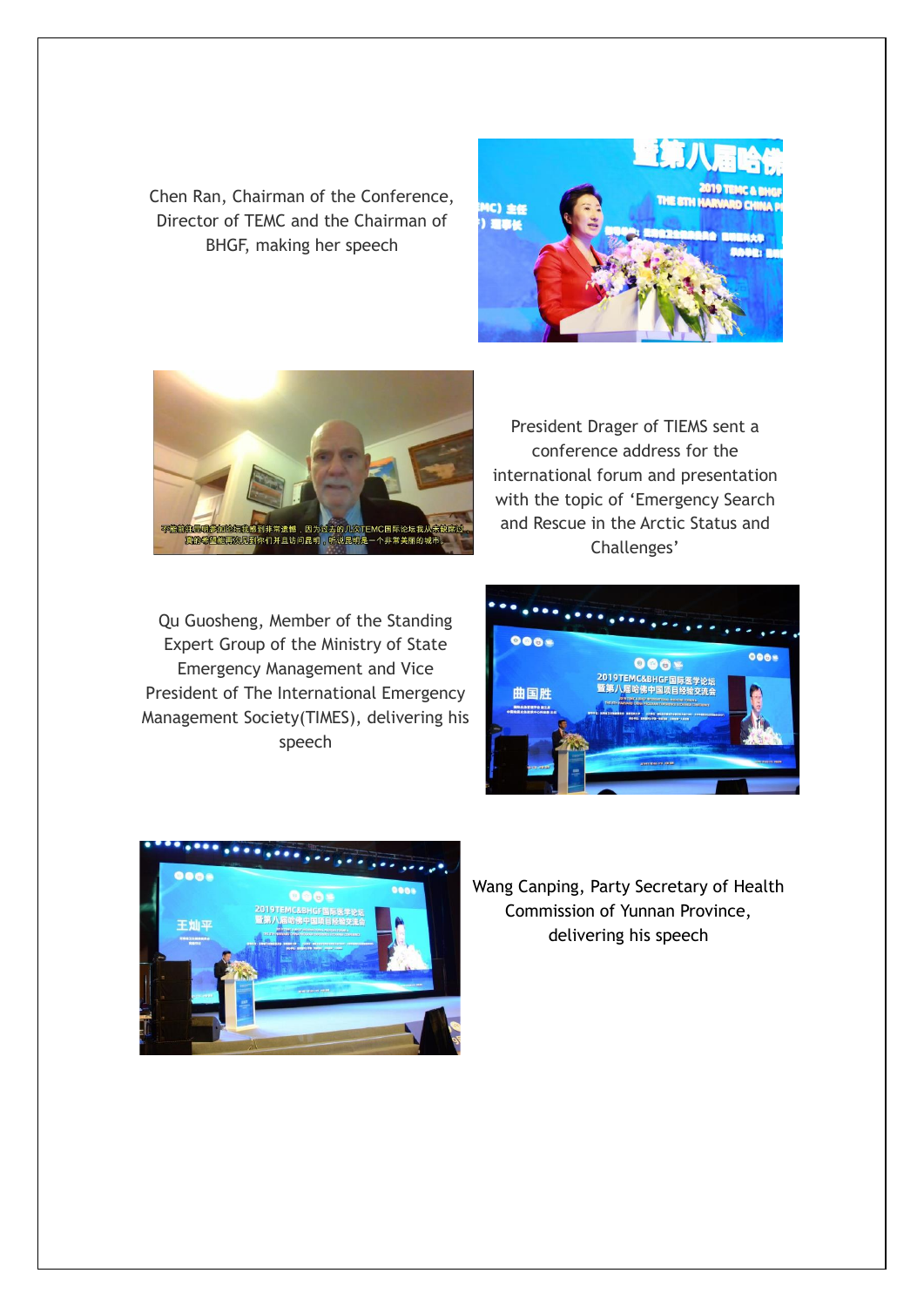Chen Ran, Chairman of the Conference, Director of TEMC and the Chairman of BHGF, making her speech

President Drager of TIEMS sent a conference address for the international forum and presentation with the topic of 'Emergency Search and Rescue in the Arctic Status and Challenges'

Qu Guosheng, Member of the Standing Expert Group of the Ministry of State Emergency Management and Vice President of The International Emergency Management Society(TIMES), delivering his speech

Wang Canping, Party Secretary of Health Commission of Yunnan Province, delivering his speech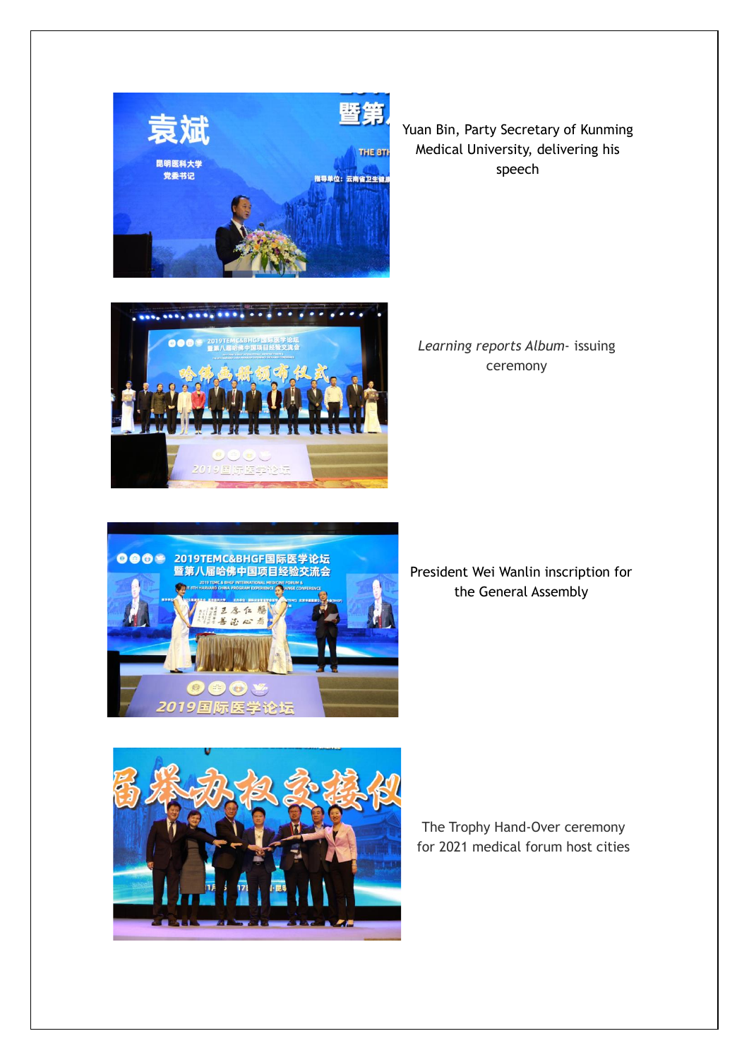Yuan Bin, Party Secretary of Kunming Medical University, delivering his speech

*Learning reports Album*- issuing ceremony

President Wei Wanlin inscription for the General Assembly

The Trophy Hand-Over ceremony for 2021 medical forum host cities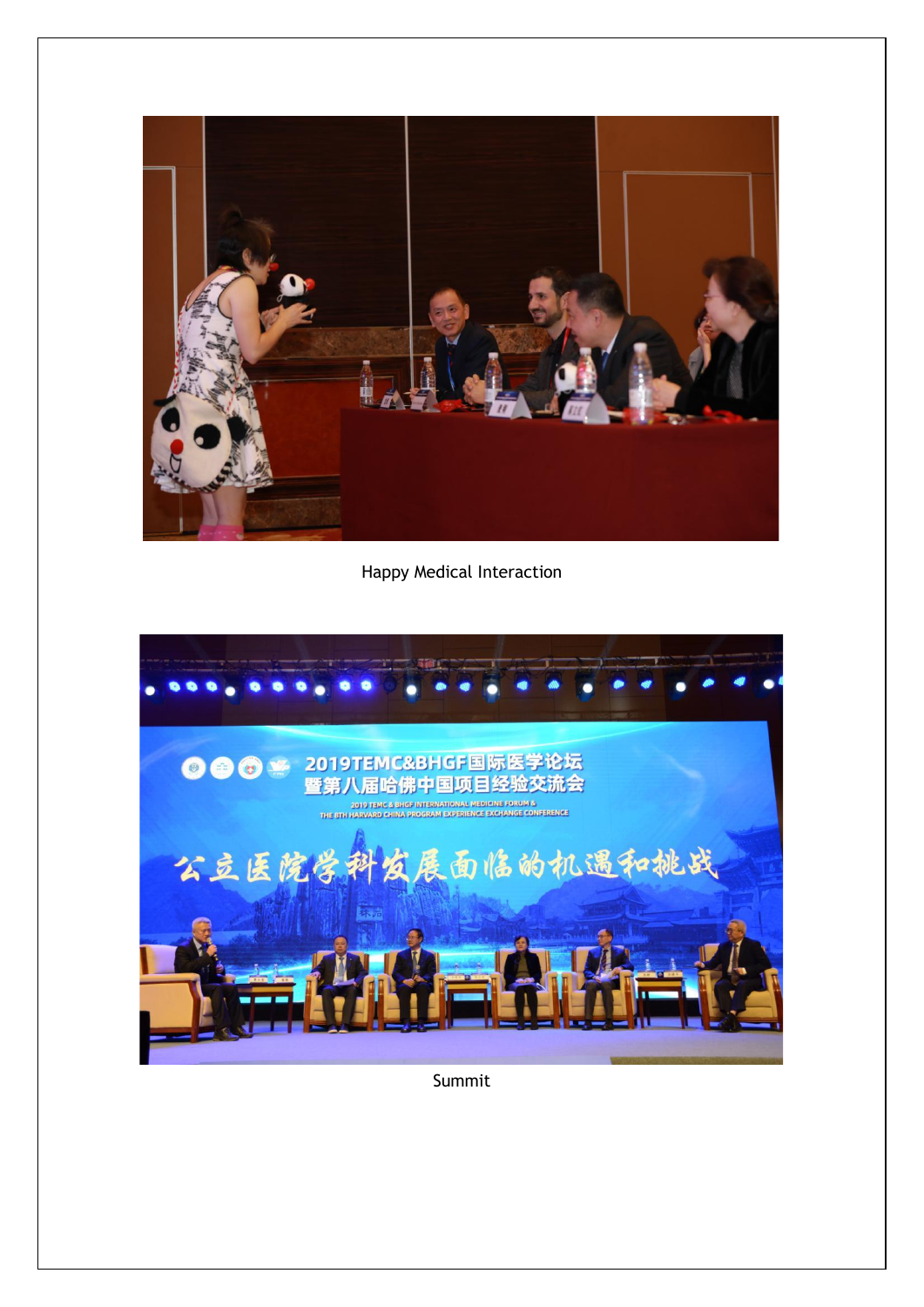Happy Medical Interaction

Summit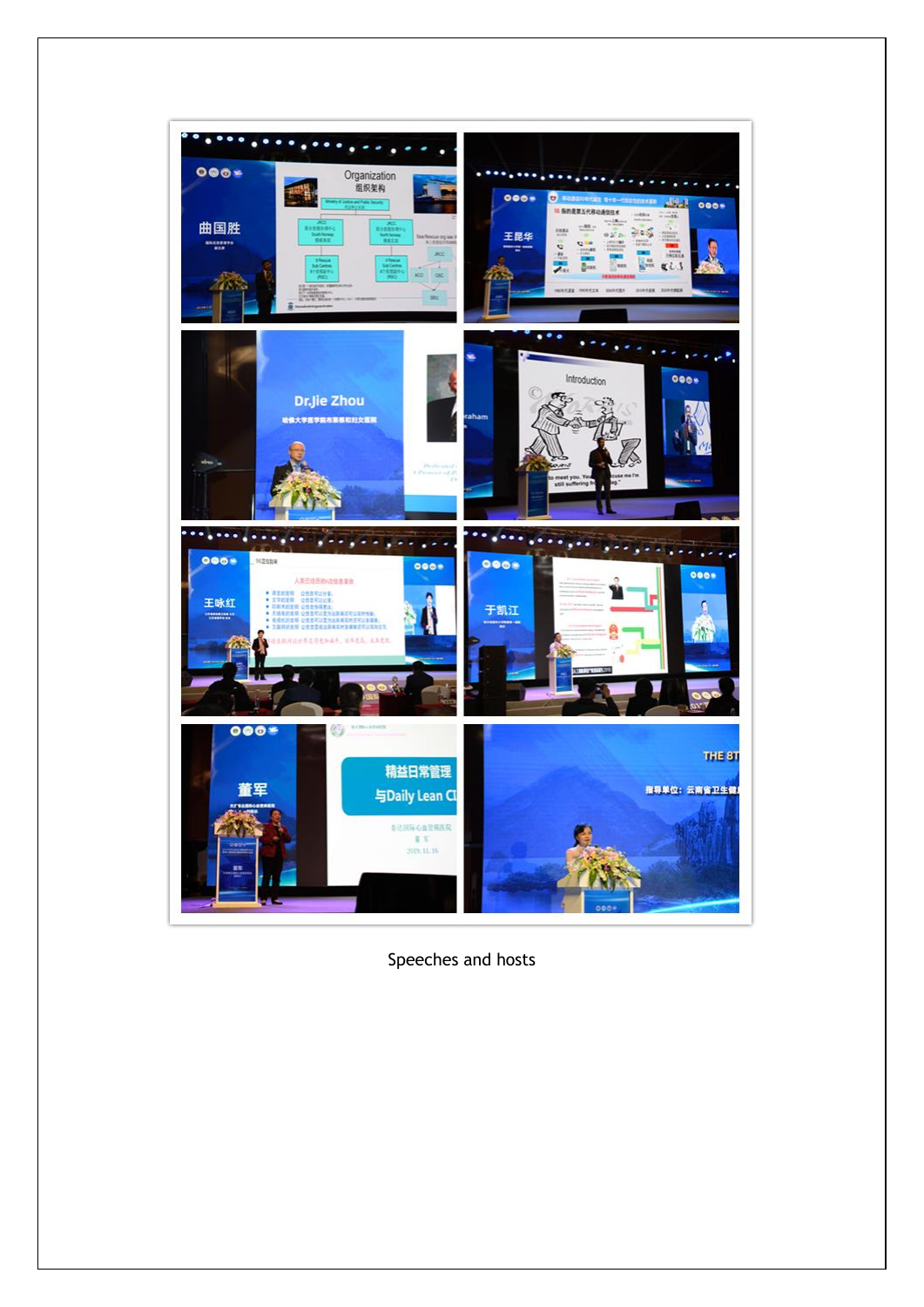Speeches and hosts